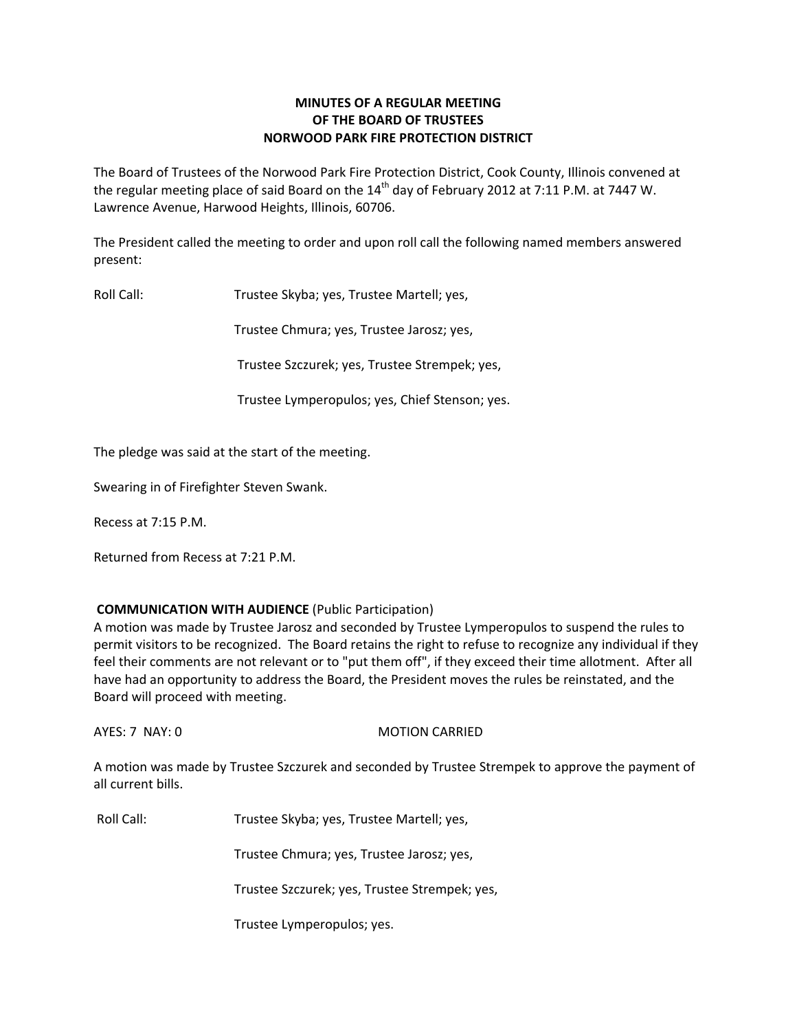**MINUTES OF A REGULAR MEETING**
**OF THE BOARD OF TRUSTEES**
**NORWOOD PARK FIRE PROTECTION DISTRICT**

The Board of Trustees of the Norwood Park Fire Protection District, Cook County, Illinois convened at the regular meeting place of said Board on the 14th day of February 2012 at 7:11 P.M. at 7447 W. Lawrence Avenue, Harwood Heights, Illinois, 60706.

The President called the meeting to order and upon roll call the following named members answered present:

Roll Call: Trustee Skyba; yes, Trustee Martell; yes,

Trustee Chmura; yes, Trustee Jarosz; yes,

Trustee Szczurek; yes, Trustee Strempek; yes,

Trustee Lymperopulos; yes, Chief Stenson; yes.

The pledge was said at the start of the meeting.

Swearing in of Firefighter Steven Swank.

Recess at 7:15 P.M.

Returned from Recess at 7:21 P.M.

**COMMUNICATION WITH AUDIENCE** (Public Participation)
A motion was made by Trustee Jarosz and seconded by Trustee Lymperopulos to suspend the rules to permit visitors to be recognized. The Board retains the right to refuse to recognize any individual if they feel their comments are not relevant or to "put them off", if they exceed their time allotment. After all have had an opportunity to address the Board, the President moves the rules be reinstated, and the Board will proceed with meeting.

AYES: 7 NAY: 0 MOTION CARRIED

A motion was made by Trustee Szczurek and seconded by Trustee Strempek to approve the payment of all current bills.

Roll Call: Trustee Skyba; yes, Trustee Martell; yes,

Trustee Chmura; yes, Trustee Jarosz; yes,

Trustee Szczurek; yes, Trustee Strempek; yes,

Trustee Lymperopulos; yes.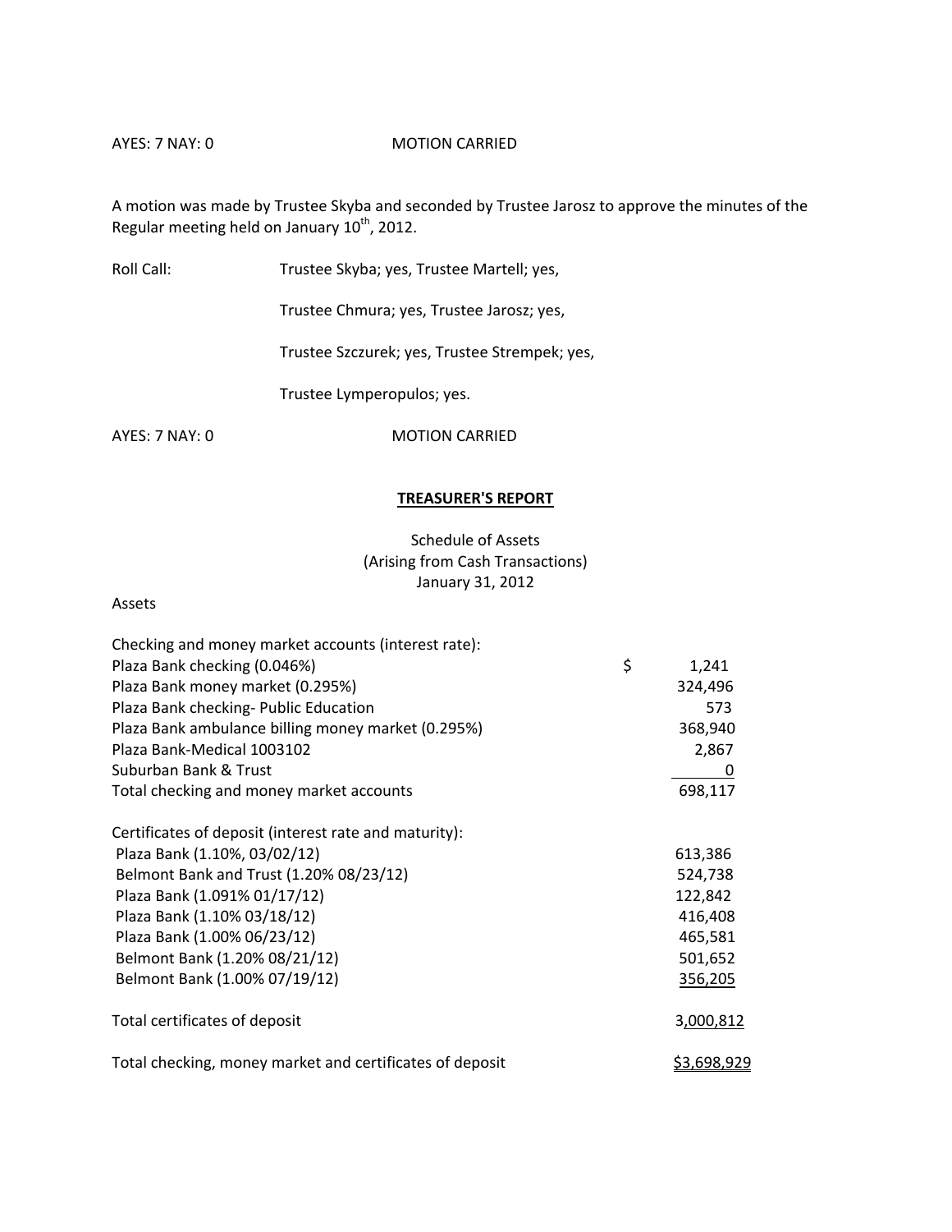AYES: 7 NAY: 0 MOTION CARRIED

A motion was made by Trustee Skyba and seconded by Trustee Jarosz to approve the minutes of the Regular meeting held on January 10th, 2012.

Roll Call: Trustee Skyba; yes, Trustee Martell; yes,

Trustee Chmura; yes, Trustee Jarosz; yes,

Trustee Szczurek; yes, Trustee Strempek; yes,

Trustee Lymperopulos; yes.

AYES: 7 NAY: 0 MOTION CARRIED

## TREASURER'S REPORT

Schedule of Assets
(Arising from Cash Transactions)
January 31, 2012

Assets

| | |
|---|---|
| Checking and money market accounts (interest rate): | |
| Plaza Bank checking (0.046%) | $ 1,241 |
| Plaza Bank money market (0.295%) | 324,496 |
| Plaza Bank checking- Public Education | 573 |
| Plaza Bank ambulance billing money market (0.295%) | 368,940 |
| Plaza Bank-Medical 1003102 | 2,867 |
| Suburban Bank & Trust | 0 |
| Total checking and money market accounts | 698,117 |
| | |
| Certificates of deposit (interest rate and maturity): | |
| Plaza Bank (1.10%, 03/02/12) | 613,386 |
| Belmont Bank and Trust (1.20% 08/23/12) | 524,738 |
| Plaza Bank (1.091% 01/17/12) | 122,842 |
| Plaza Bank (1.10% 03/18/12) | 416,408 |
| Plaza Bank (1.00% 06/23/12) | 465,581 |
| Belmont Bank (1.20% 08/21/12) | 501,652 |
| Belmont Bank (1.00% 07/19/12) | 356,205 |
| | |
| Total certificates of deposit | 3,000,812 |
| | |
| Total checking, money market and certificates of deposit | $3,698,929 |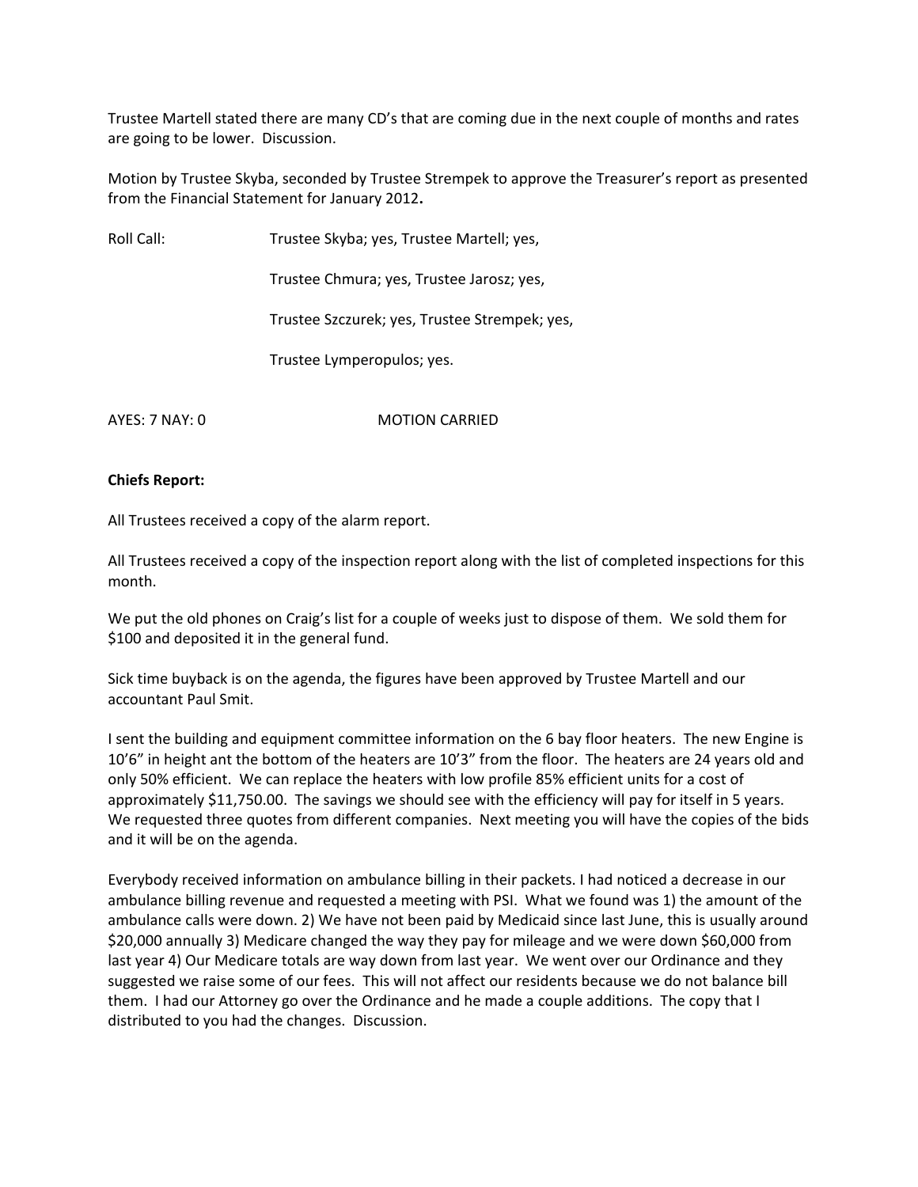Trustee Martell stated there are many CD's that are coming due in the next couple of months and rates are going to be lower. Discussion.

Motion by Trustee Skyba, seconded by Trustee Strempek to approve the Treasurer's report as presented from the Financial Statement for January 2012**.**

Roll Call: Trustee Skyba; yes, Trustee Martell; yes,

Trustee Chmura; yes, Trustee Jarosz; yes,

Trustee Szczurek; yes, Trustee Strempek; yes,

Trustee Lymperopulos; yes.

AYES: 7 NAY: 0 MOTION CARRIED

**Chiefs Report:**

All Trustees received a copy of the alarm report.

All Trustees received a copy of the inspection report along with the list of completed inspections for this month.

We put the old phones on Craig's list for a couple of weeks just to dispose of them. We sold them for $100 and deposited it in the general fund.

Sick time buyback is on the agenda, the figures have been approved by Trustee Martell and our accountant Paul Smit.

I sent the building and equipment committee information on the 6 bay floor heaters. The new Engine is 10'6" in height ant the bottom of the heaters are 10'3" from the floor. The heaters are 24 years old and only 50% efficient. We can replace the heaters with low profile 85% efficient units for a cost of approximately $11,750.00. The savings we should see with the efficiency will pay for itself in 5 years. We requested three quotes from different companies. Next meeting you will have the copies of the bids and it will be on the agenda.

Everybody received information on ambulance billing in their packets. I had noticed a decrease in our ambulance billing revenue and requested a meeting with PSI. What we found was 1) the amount of the ambulance calls were down. 2) We have not been paid by Medicaid since last June, this is usually around $20,000 annually 3) Medicare changed the way they pay for mileage and we were down $60,000 from last year 4) Our Medicare totals are way down from last year. We went over our Ordinance and they suggested we raise some of our fees. This will not affect our residents because we do not balance bill them. I had our Attorney go over the Ordinance and he made a couple additions. The copy that I distributed to you had the changes. Discussion.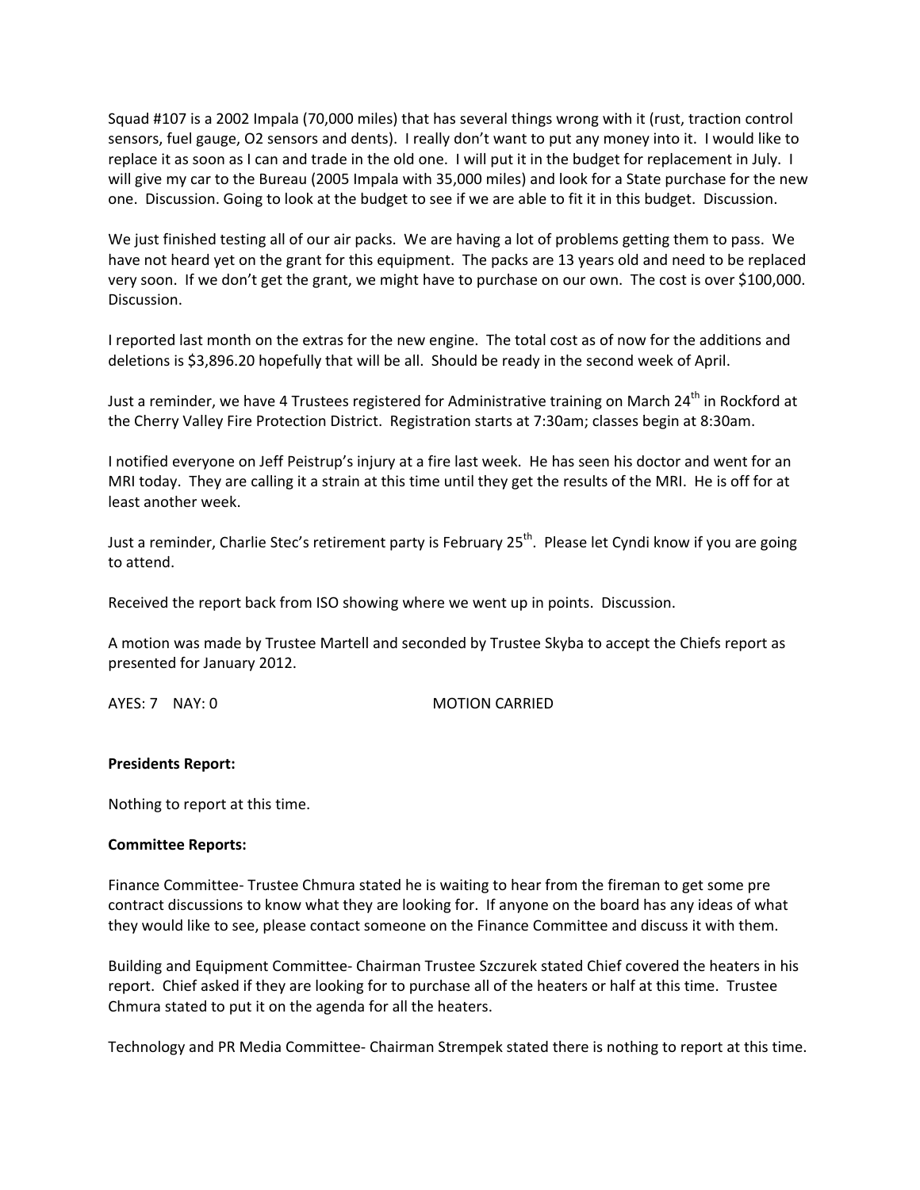Squad #107 is a 2002 Impala (70,000 miles) that has several things wrong with it (rust, traction control sensors, fuel gauge, O2 sensors and dents). I really don't want to put any money into it. I would like to replace it as soon as I can and trade in the old one. I will put it in the budget for replacement in July. I will give my car to the Bureau (2005 Impala with 35,000 miles) and look for a State purchase for the new one. Discussion. Going to look at the budget to see if we are able to fit it in this budget. Discussion.

We just finished testing all of our air packs. We are having a lot of problems getting them to pass. We have not heard yet on the grant for this equipment. The packs are 13 years old and need to be replaced very soon. If we don't get the grant, we might have to purchase on our own. The cost is over $100,000. Discussion.

I reported last month on the extras for the new engine. The total cost as of now for the additions and deletions is $3,896.20 hopefully that will be all. Should be ready in the second week of April.

Just a reminder, we have 4 Trustees registered for Administrative training on March 24th in Rockford at the Cherry Valley Fire Protection District. Registration starts at 7:30am; classes begin at 8:30am.

I notified everyone on Jeff Peistrup's injury at a fire last week. He has seen his doctor and went for an MRI today. They are calling it a strain at this time until they get the results of the MRI. He is off for at least another week.

Just a reminder, Charlie Stec's retirement party is February 25th. Please let Cyndi know if you are going to attend.

Received the report back from ISO showing where we went up in points. Discussion.

A motion was made by Trustee Martell and seconded by Trustee Skyba to accept the Chiefs report as presented for January 2012.

AYES: 7 NAY: 0 MOTION CARRIED

**Presidents Report:**

Nothing to report at this time.

**Committee Reports:**

Finance Committee- Trustee Chmura stated he is waiting to hear from the fireman to get some pre contract discussions to know what they are looking for. If anyone on the board has any ideas of what they would like to see, please contact someone on the Finance Committee and discuss it with them.

Building and Equipment Committee- Chairman Trustee Szczurek stated Chief covered the heaters in his report. Chief asked if they are looking for to purchase all of the heaters or half at this time. Trustee Chmura stated to put it on the agenda for all the heaters.

Technology and PR Media Committee- Chairman Strempek stated there is nothing to report at this time.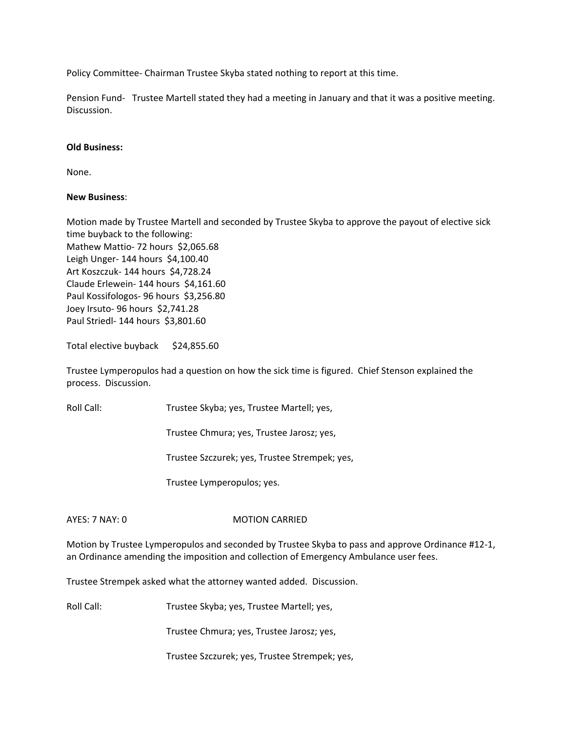Policy Committee- Chairman Trustee Skyba stated nothing to report at this time.

Pension Fund- Trustee Martell stated they had a meeting in January and that it was a positive meeting. Discussion.

**Old Business:**

None.

**New Business**:

Motion made by Trustee Martell and seconded by Trustee Skyba to approve the payout of elective sick time buyback to the following:
Mathew Mattio- 72 hours $2,065.68
Leigh Unger- 144 hours $4,100.40
Art Koszczuk- 144 hours $4,728.24
Claude Erlewein- 144 hours $4,161.60
Paul Kossifologos- 96 hours $3,256.80
Joey Irsuto- 96 hours $2,741.28
Paul Striedl- 144 hours $3,801.60

Total elective buyback $24,855.60

Trustee Lymperopulos had a question on how the sick time is figured. Chief Stenson explained the process. Discussion.

Roll Call: Trustee Skyba; yes, Trustee Martell; yes,

Trustee Chmura; yes, Trustee Jarosz; yes,

Trustee Szczurek; yes, Trustee Strempek; yes,

Trustee Lymperopulos; yes.

AYES: 7 NAY: 0 MOTION CARRIED

Motion by Trustee Lymperopulos and seconded by Trustee Skyba to pass and approve Ordinance #12-1, an Ordinance amending the imposition and collection of Emergency Ambulance user fees.

Trustee Strempek asked what the attorney wanted added. Discussion.

Roll Call: Trustee Skyba; yes, Trustee Martell; yes,

Trustee Chmura; yes, Trustee Jarosz; yes,

Trustee Szczurek; yes, Trustee Strempek; yes,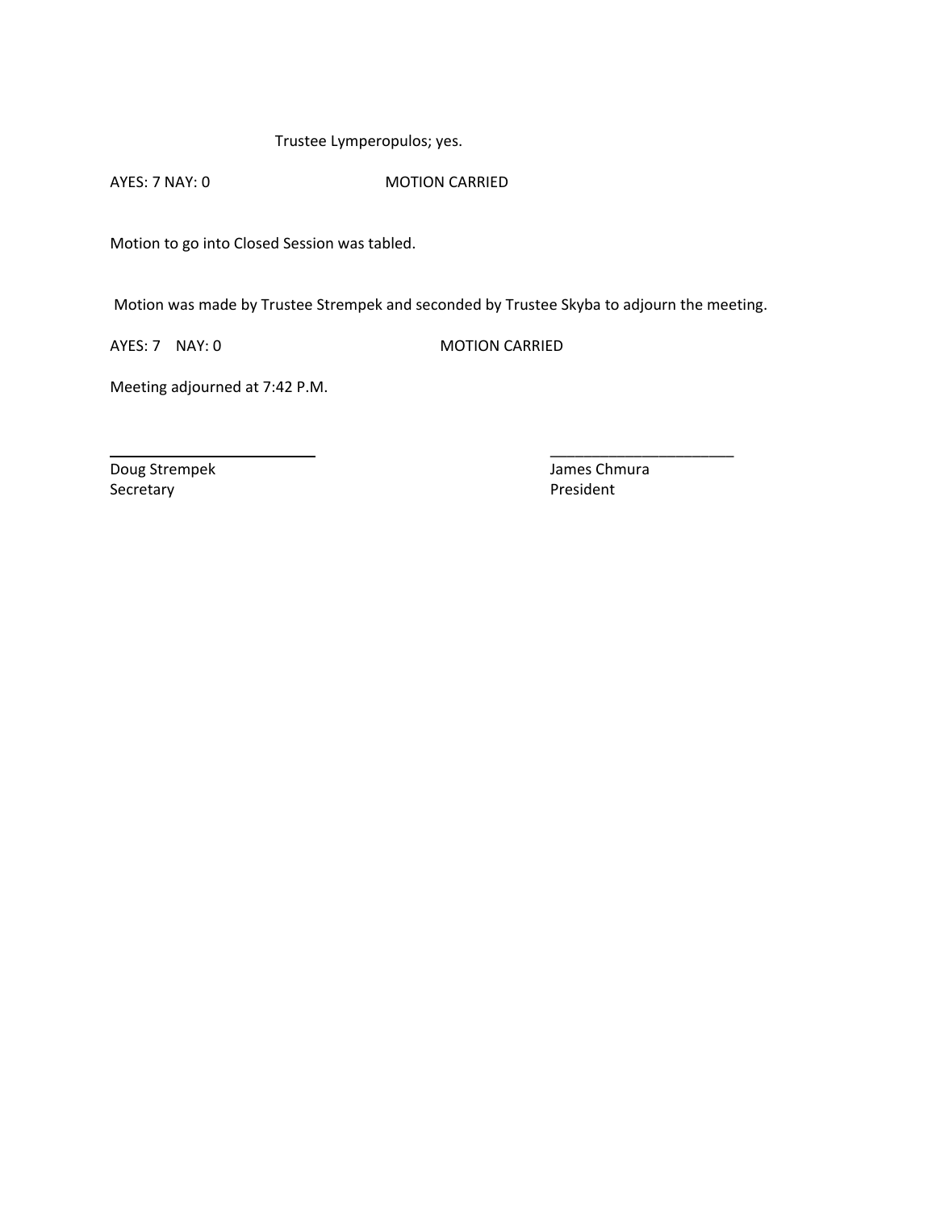Trustee Lymperopulos; yes.

AYES: 7 NAY: 0 MOTION CARRIED

Motion to go into Closed Session was tabled.

Motion was made by Trustee Strempek and seconded by Trustee Skyba to adjourn the meeting.

AYES: 7 NAY: 0 MOTION CARRIED

Meeting adjourned at 7:42 P.M.

| | |
|---|---|
| \_\_\_\_\_\_\_\_\_\_\_\_\_\_\_\_\_\_\_\_\_\_ | \_\_\_\_\_\_\_\_\_\_\_\_\_\_\_\_\_\_\_\_\_\_ |
| Doug Strempek | James Chmura |
| Secretary | President |